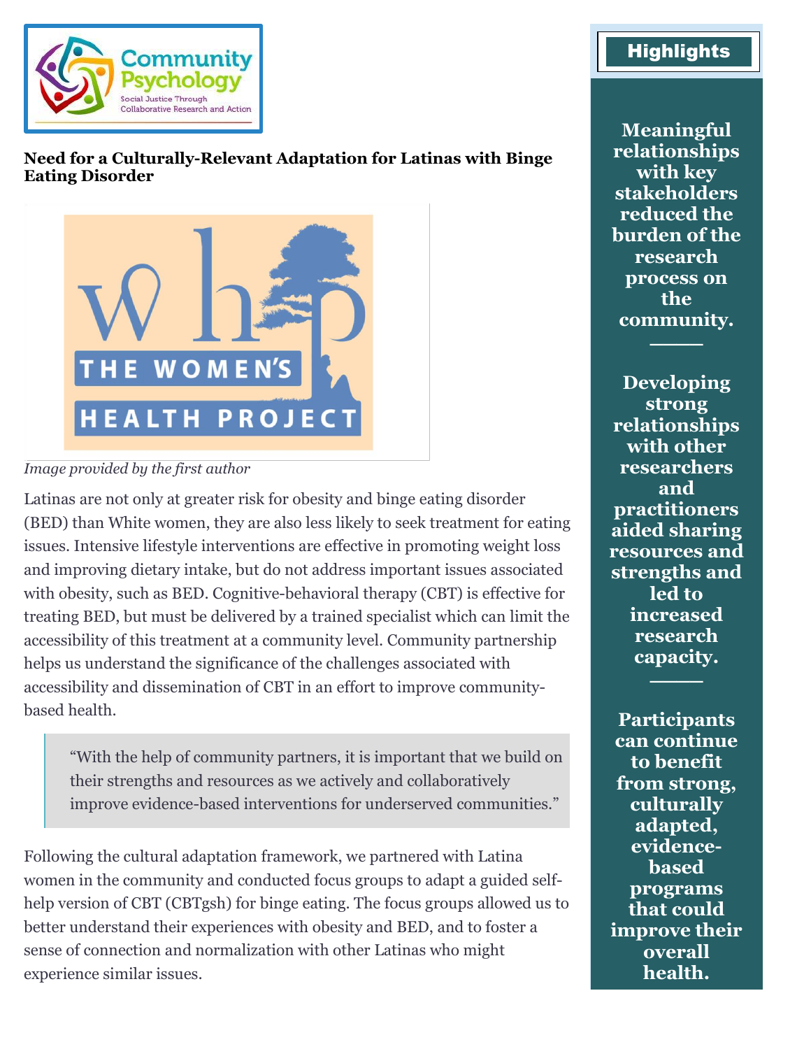# Need for a Culturally-Relevant Adaptation for Latinas with Binge Eating Disorder

*Image provided by the first author*

Latinas are not only at greater risk for obesity and binge eating disorder (BED) than White women, they are also less likely to seek treatment for eating issues. Intensive lifestyle interventions are effective in promoting weight loss and improving dietary intake, but do not address important issues associated with obesity, such as BED. Cognitive-behavioral therapy (CBT) is effective for treating BED, but must be delivered by a trained specialist which can limit the accessibility of this treatment at a community level. Community partnership helps us understand the significance of the challenges associated with accessibility and dissemination of CBT in an effort to improve community-based health.

> "With the help of community partners, it is important that we build on their strengths and resources as we actively and collaboratively improve evidence-based interventions for underserved communities."

Following the cultural adaptation framework, we partnered with Latina women in the community and conducted focus groups to adapt a guided self-help version of CBT (CBTgsh) for binge eating. The focus groups allowed us to better understand their experiences with obesity and BED, and to foster a sense of connection and normalization with other Latinas who might experience similar issues.

## Highlights

**Meaningful relationships with key stakeholders reduced the burden of the research process on the community.**

**Developing strong relationships with other researchers and practitioners aided sharing resources and strengths and led to increased research capacity.**

**Participants can continue to benefit from strong, culturally adapted, evidence-based programs that could improve their overall health.**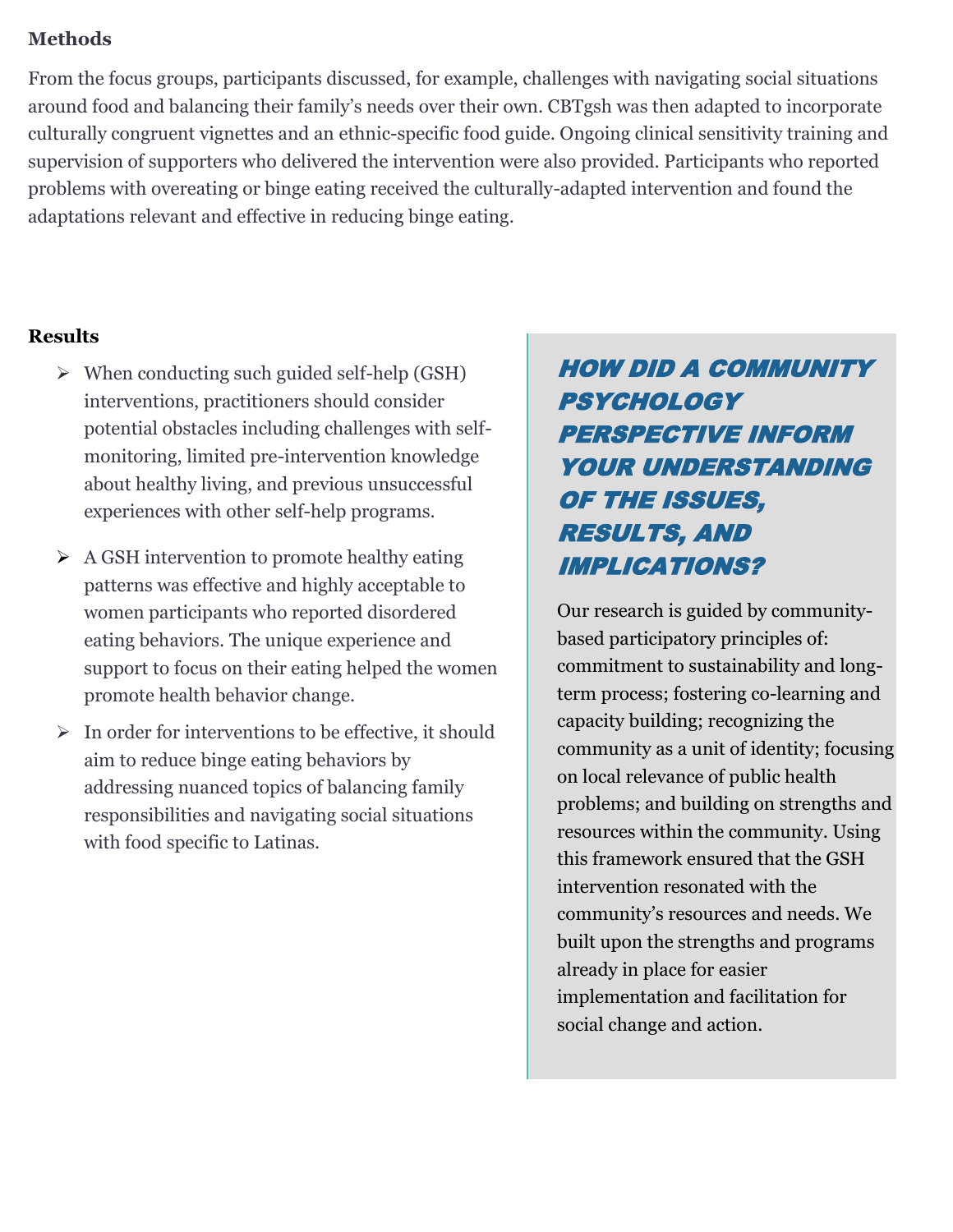## Methods

From the focus groups, participants discussed, for example, challenges with navigating social situations around food and balancing their family's needs over their own. CBTgsh was then adapted to incorporate culturally congruent vignettes and an ethnic-specific food guide. Ongoing clinical sensitivity training and supervision of supporters who delivered the intervention were also provided. Participants who reported problems with overeating or binge eating received the culturally-adapted intervention and found the adaptations relevant and effective in reducing binge eating.

## Results

- When conducting such guided self-help (GSH) interventions, practitioners should consider potential obstacles including challenges with self-monitoring, limited pre-intervention knowledge about healthy living, and previous unsuccessful experiences with other self-help programs.
- A GSH intervention to promote healthy eating patterns was effective and highly acceptable to women participants who reported disordered eating behaviors. The unique experience and support to focus on their eating helped the women promote health behavior change.
- In order for interventions to be effective, it should aim to reduce binge eating behaviors by addressing nuanced topics of balancing family responsibilities and navigating social situations with food specific to Latinas.

## HOW DID A COMMUNITY PSYCHOLOGY PERSPECTIVE INFORM YOUR UNDERSTANDING OF THE ISSUES, RESULTS, AND IMPLICATIONS?

Our research is guided by community-based participatory principles of: commitment to sustainability and long-term process; fostering co-learning and capacity building; recognizing the community as a unit of identity; focusing on local relevance of public health problems; and building on strengths and resources within the community. Using this framework ensured that the GSH intervention resonated with the community's resources and needs. We built upon the strengths and programs already in place for easier implementation and facilitation for social change and action.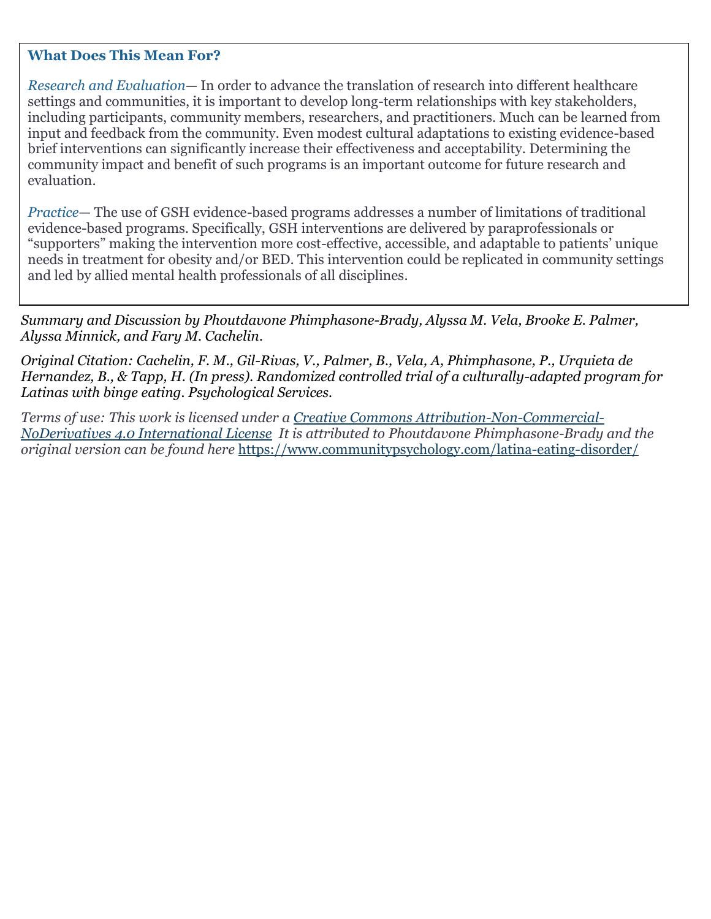### What Does This Mean For?

*Research and Evaluation*— In order to advance the translation of research into different healthcare settings and communities, it is important to develop long-term relationships with key stakeholders, including participants, community members, researchers, and practitioners. Much can be learned from input and feedback from the community. Even modest cultural adaptations to existing evidence-based brief interventions can significantly increase their effectiveness and acceptability. Determining the community impact and benefit of such programs is an important outcome for future research and evaluation.

*Practice*— The use of GSH evidence-based programs addresses a number of limitations of traditional evidence-based programs. Specifically, GSH interventions are delivered by paraprofessionals or "supporters" making the intervention more cost-effective, accessible, and adaptable to patients' unique needs in treatment for obesity and/or BED. This intervention could be replicated in community settings and led by allied mental health professionals of all disciplines.

*Summary and Discussion by Phoutdavone Phimphasone-Brady, Alyssa M. Vela, Brooke E. Palmer, Alyssa Minnick, and Fary M. Cachelin.*

*Original Citation: Cachelin, F. M., Gil-Rivas, V., Palmer, B., Vela, A, Phimphasone, P., Urquieta de Hernandez, B., & Tapp, H. (In press). Randomized controlled trial of a culturally-adapted program for Latinas with binge eating. Psychological Services.*

*Terms of use: This work is licensed under a [Creative Commons Attribution-Non-Commercial-NoDerivatives 4.0 International License](https://creativecommons.org/licenses/by-nc-nd/4.0/) It is attributed to Phoutdavone Phimphasone-Brady and the original version can be found here* https://www.communitypsychology.com/latina-eating-disorder/